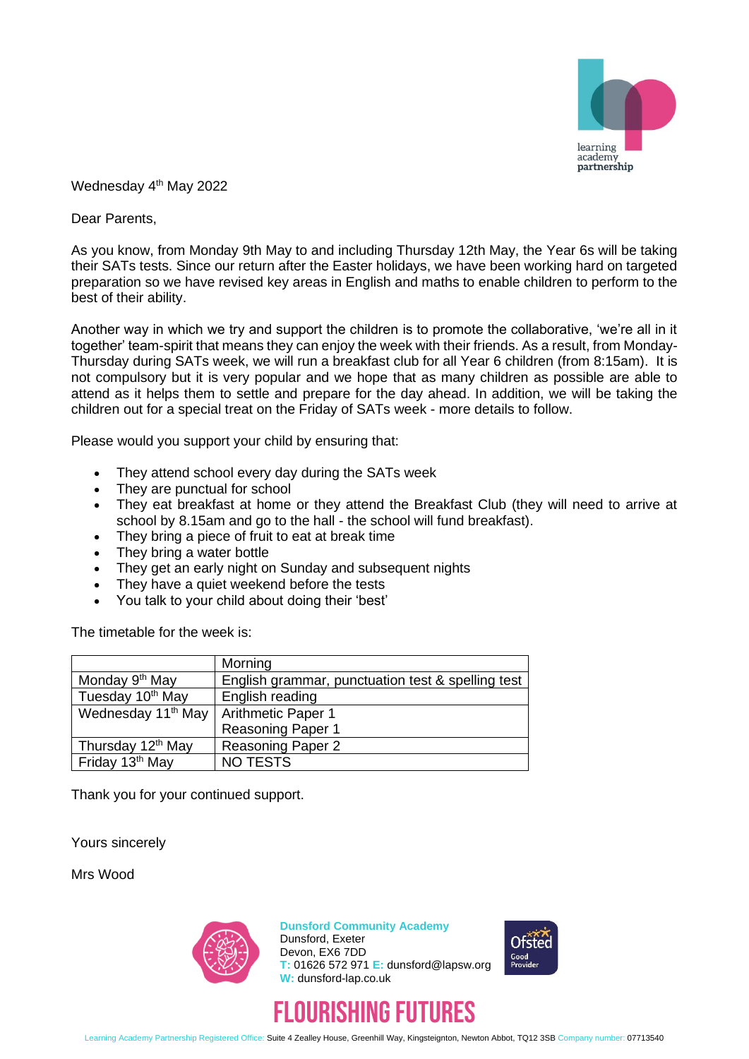Wednesday 4th May 2022

Dear Parents,

As you know, from Monday 9th May to and including Thursday 12th May, the Year 6s will be taking their SATs tests. Since our return after the Easter holidays, we have been working hard on targeted preparation so we have revised key areas in English and maths to enable children to perform to the best of their ability.

Another way in which we try and support the children is to promote the collaborative, 'we're all in it together' team-spirit that means they can enjoy the week with their friends. As a result, from Monday-Thursday during SATs week, we will run a breakfast club for all Year 6 children (from 8:15am). It is not compulsory but it is very popular and we hope that as many children as possible are able to attend as it helps them to settle and prepare for the day ahead. In addition, we will be taking the children out for a special treat on the Friday of SATs week - more details to follow.

Please would you support your child by ensuring that:

- They attend school every day during the SATs week
- They are punctual for school
- They eat breakfast at home or they attend the Breakfast Club (they will need to arrive at school by 8.15am and go to the hall - the school will fund breakfast).
- They bring a piece of fruit to eat at break time
- They bring a water bottle
- They get an early night on Sunday and subsequent nights
- They have a quiet weekend before the tests
- You talk to your child about doing their 'best'

The timetable for the week is:

| | Morning |
|---|---|
| Monday 9th May | English grammar, punctuation test & spelling test |
| Tuesday 10th May | English reading |
| Wednesday 11th May | Arithmetic Paper 1<br>Reasoning Paper 1 |
| Thursday 12th May | Reasoning Paper 2 |
| Friday 13th May | NO TESTS |

Thank you for your continued support.

Yours sincerely

Mrs Wood

**Dunsford Community Academy**
Dunsford, Exeter
Devon, EX6 7DD
T: 01626 572 971 E: dunsford@lapsw.org
W: dunsford-lap.co.uk

FLOURISHING FUTURES

Learning Academy Partnership Registered Office: Suite 4 Zealley House, Greenhill Way, Kingsteignton, Newton Abbot, TQ12 3SB Company number: 07713540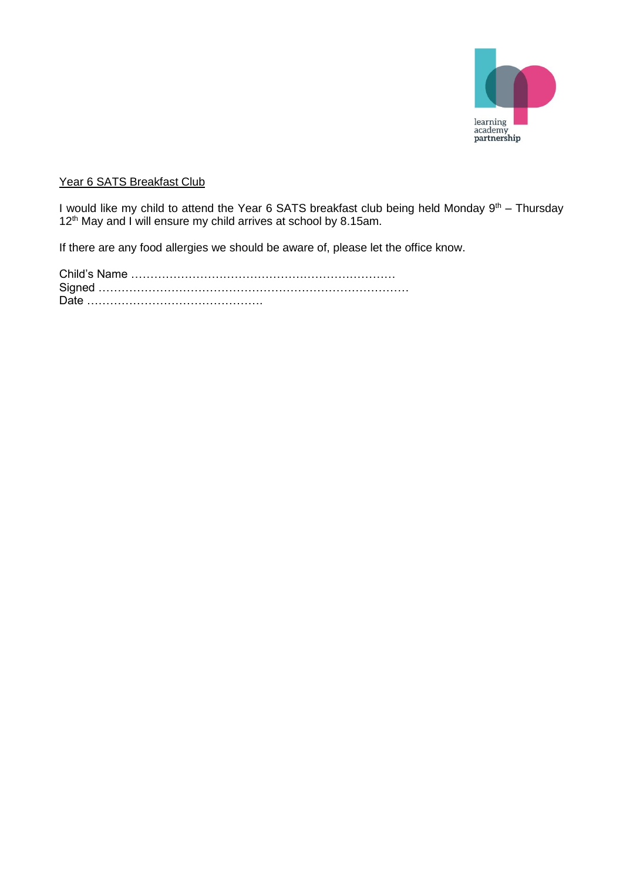learning academy partnership

Year 6 SATS Breakfast Club

I would like my child to attend the Year 6 SATS breakfast club being held Monday 9th – Thursday 12th May and I will ensure my child arrives at school by 8.15am.

If there are any food allergies we should be aware of, please let the office know.

Child's Name ……………………………………………………………
Signed ……………………………………………………………………
Date ………………………………………